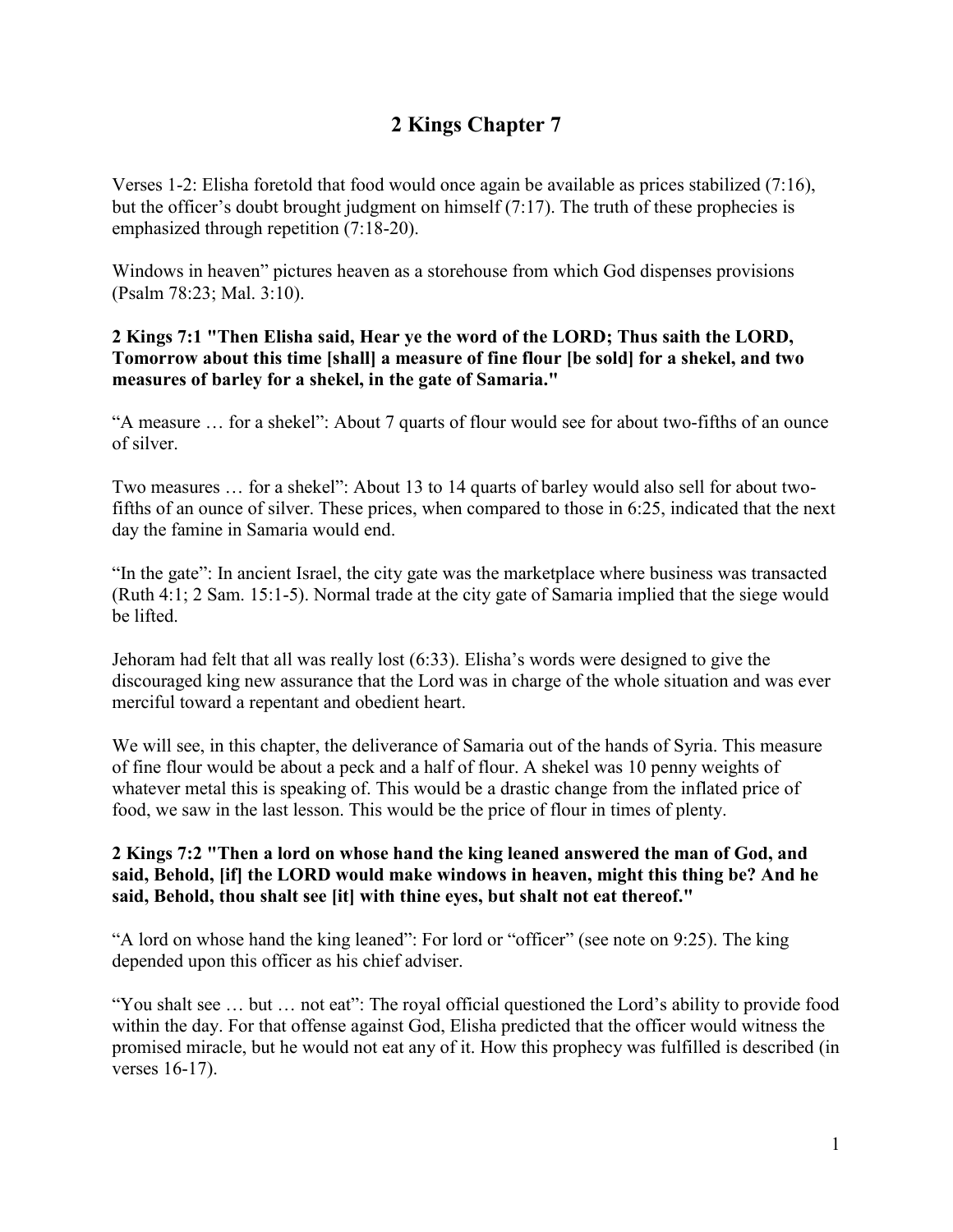# 2 Kings Chapter 7

Verses 1-2: Elisha foretold that food would once again be available as prices stabilized (7:16), but the officer's doubt brought judgment on himself (7:17). The truth of these prophecies is emphasized through repetition (7:18-20).

Windows in heaven" pictures heaven as a storehouse from which God dispenses provisions (Psalm 78:23; Mal. 3:10).

**2 Kings 7:1 "Then Elisha said, Hear ye the word of the LORD; Thus saith the LORD, Tomorrow about this time [shall] a measure of fine flour [be sold] for a shekel, and two measures of barley for a shekel, in the gate of Samaria."**

"A measure … for a shekel": About 7 quarts of flour would see for about two-fifths of an ounce of silver.

Two measures … for a shekel": About 13 to 14 quarts of barley would also sell for about two-fifths of an ounce of silver. These prices, when compared to those in 6:25, indicated that the next day the famine in Samaria would end.

"In the gate": In ancient Israel, the city gate was the marketplace where business was transacted (Ruth 4:1; 2 Sam. 15:1-5). Normal trade at the city gate of Samaria implied that the siege would be lifted.

Jehoram had felt that all was really lost (6:33). Elisha's words were designed to give the discouraged king new assurance that the Lord was in charge of the whole situation and was ever merciful toward a repentant and obedient heart.

We will see, in this chapter, the deliverance of Samaria out of the hands of Syria. This measure of fine flour would be about a peck and a half of flour. A shekel was 10 penny weights of whatever metal this is speaking of. This would be a drastic change from the inflated price of food, we saw in the last lesson. This would be the price of flour in times of plenty.

**2 Kings 7:2 "Then a lord on whose hand the king leaned answered the man of God, and said, Behold, [if] the LORD would make windows in heaven, might this thing be? And he said, Behold, thou shalt see [it] with thine eyes, but shalt not eat thereof."**

"A lord on whose hand the king leaned": For lord or "officer" (see note on 9:25). The king depended upon this officer as his chief adviser.

"You shalt see … but … not eat": The royal official questioned the Lord's ability to provide food within the day. For that offense against God, Elisha predicted that the officer would witness the promised miracle, but he would not eat any of it. How this prophecy was fulfilled is described (in verses 16-17).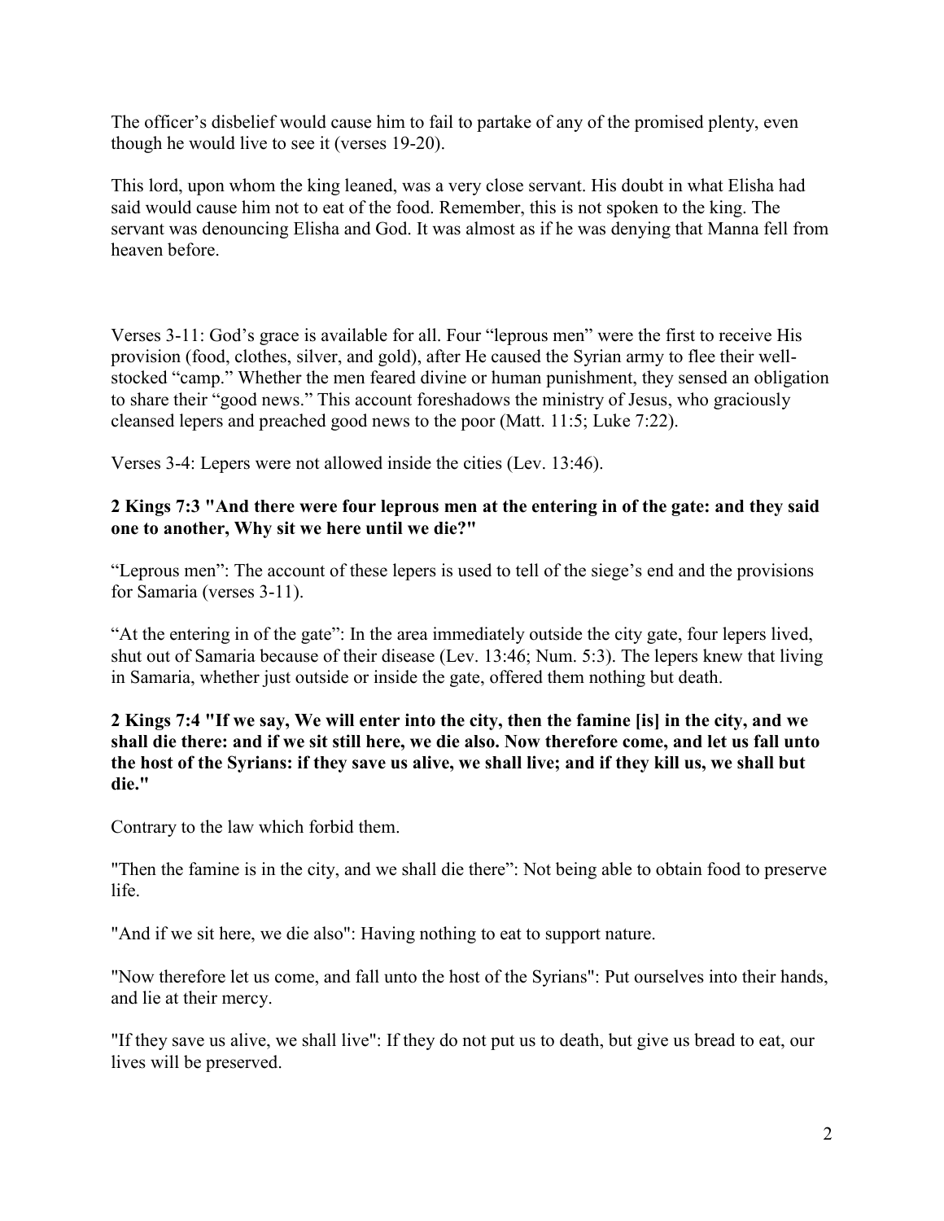The officer's disbelief would cause him to fail to partake of any of the promised plenty, even though he would live to see it (verses 19-20).

This lord, upon whom the king leaned, was a very close servant. His doubt in what Elisha had said would cause him not to eat of the food. Remember, this is not spoken to the king. The servant was denouncing Elisha and God. It was almost as if he was denying that Manna fell from heaven before.

Verses 3-11: God's grace is available for all. Four "leprous men" were the first to receive His provision (food, clothes, silver, and gold), after He caused the Syrian army to flee their well-stocked "camp." Whether the men feared divine or human punishment, they sensed an obligation to share their "good news." This account foreshadows the ministry of Jesus, who graciously cleansed lepers and preached good news to the poor (Matt. 11:5; Luke 7:22).

Verses 3-4: Lepers were not allowed inside the cities (Lev. 13:46).

**2 Kings 7:3 "And there were four leprous men at the entering in of the gate: and they said one to another, Why sit we here until we die?"**

"Leprous men": The account of these lepers is used to tell of the siege's end and the provisions for Samaria (verses 3-11).

"At the entering in of the gate": In the area immediately outside the city gate, four lepers lived, shut out of Samaria because of their disease (Lev. 13:46; Num. 5:3). The lepers knew that living in Samaria, whether just outside or inside the gate, offered them nothing but death.

**2 Kings 7:4 "If we say, We will enter into the city, then the famine [is] in the city, and we shall die there: and if we sit still here, we die also. Now therefore come, and let us fall unto the host of the Syrians: if they save us alive, we shall live; and if they kill us, we shall but die."**

Contrary to the law which forbid them.

"Then the famine is in the city, and we shall die there": Not being able to obtain food to preserve life.

"And if we sit here, we die also": Having nothing to eat to support nature.

"Now therefore let us come, and fall unto the host of the Syrians": Put ourselves into their hands, and lie at their mercy.

"If they save us alive, we shall live": If they do not put us to death, but give us bread to eat, our lives will be preserved.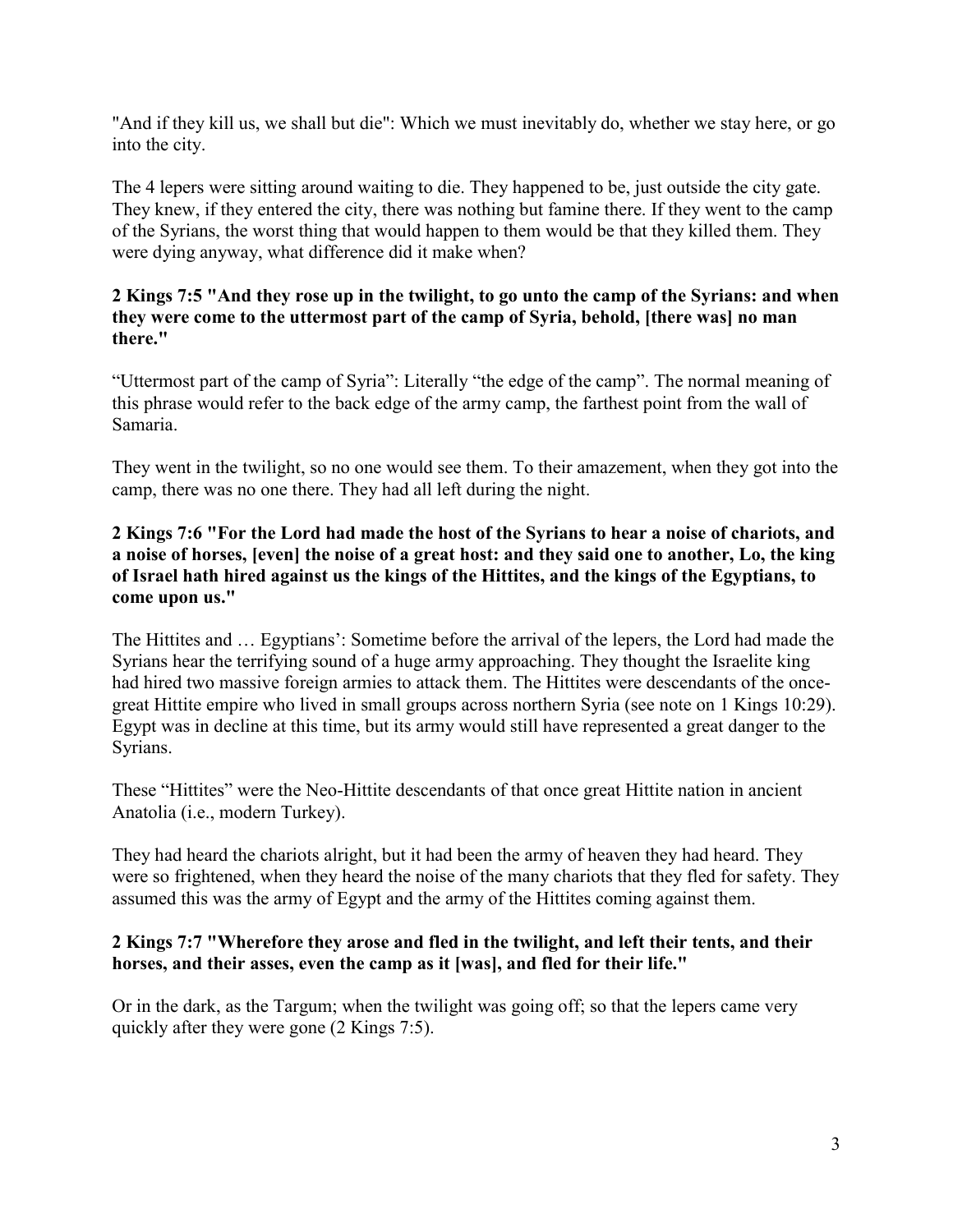"And if they kill us, we shall but die": Which we must inevitably do, whether we stay here, or go into the city.

The 4 lepers were sitting around waiting to die. They happened to be, just outside the city gate. They knew, if they entered the city, there was nothing but famine there. If they went to the camp of the Syrians, the worst thing that would happen to them would be that they killed them. They were dying anyway, what difference did it make when?

**2 Kings 7:5 "And they rose up in the twilight, to go unto the camp of the Syrians: and when they were come to the uttermost part of the camp of Syria, behold, [there was] no man there."**

"Uttermost part of the camp of Syria": Literally "the edge of the camp". The normal meaning of this phrase would refer to the back edge of the army camp, the farthest point from the wall of Samaria.

They went in the twilight, so no one would see them. To their amazement, when they got into the camp, there was no one there. They had all left during the night.

**2 Kings 7:6 "For the Lord had made the host of the Syrians to hear a noise of chariots, and a noise of horses, [even] the noise of a great host: and they said one to another, Lo, the king of Israel hath hired against us the kings of the Hittites, and the kings of the Egyptians, to come upon us."**

The Hittites and … Egyptians': Sometime before the arrival of the lepers, the Lord had made the Syrians hear the terrifying sound of a huge army approaching. They thought the Israelite king had hired two massive foreign armies to attack them. The Hittites were descendants of the once-great Hittite empire who lived in small groups across northern Syria (see note on 1 Kings 10:29). Egypt was in decline at this time, but its army would still have represented a great danger to the Syrians.

These "Hittites" were the Neo-Hittite descendants of that once great Hittite nation in ancient Anatolia (i.e., modern Turkey).

They had heard the chariots alright, but it had been the army of heaven they had heard. They were so frightened, when they heard the noise of the many chariots that they fled for safety. They assumed this was the army of Egypt and the army of the Hittites coming against them.

**2 Kings 7:7 "Wherefore they arose and fled in the twilight, and left their tents, and their horses, and their asses, even the camp as it [was], and fled for their life."**

Or in the dark, as the Targum; when the twilight was going off; so that the lepers came very quickly after they were gone (2 Kings 7:5).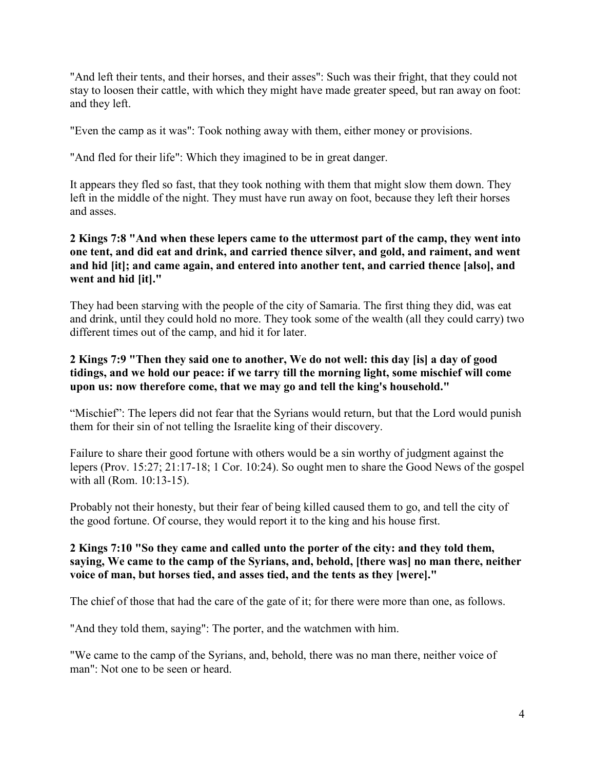"And left their tents, and their horses, and their asses": Such was their fright, that they could not stay to loosen their cattle, with which they might have made greater speed, but ran away on foot: and they left.

"Even the camp as it was": Took nothing away with them, either money or provisions.

"And fled for their life": Which they imagined to be in great danger.

It appears they fled so fast, that they took nothing with them that might slow them down. They left in the middle of the night. They must have run away on foot, because they left their horses and asses.

**2 Kings 7:8 "And when these lepers came to the uttermost part of the camp, they went into one tent, and did eat and drink, and carried thence silver, and gold, and raiment, and went and hid [it]; and came again, and entered into another tent, and carried thence [also], and went and hid [it]."**

They had been starving with the people of the city of Samaria. The first thing they did, was eat and drink, until they could hold no more. They took some of the wealth (all they could carry) two different times out of the camp, and hid it for later.

**2 Kings 7:9 "Then they said one to another, We do not well: this day [is] a day of good tidings, and we hold our peace: if we tarry till the morning light, some mischief will come upon us: now therefore come, that we may go and tell the king's household."**

"Mischief": The lepers did not fear that the Syrians would return, but that the Lord would punish them for their sin of not telling the Israelite king of their discovery.

Failure to share their good fortune with others would be a sin worthy of judgment against the lepers (Prov. 15:27; 21:17-18; 1 Cor. 10:24). So ought men to share the Good News of the gospel with all (Rom. 10:13-15).

Probably not their honesty, but their fear of being killed caused them to go, and tell the city of the good fortune. Of course, they would report it to the king and his house first.

**2 Kings 7:10 "So they came and called unto the porter of the city: and they told them, saying, We came to the camp of the Syrians, and, behold, [there was] no man there, neither voice of man, but horses tied, and asses tied, and the tents as they [were]."**

The chief of those that had the care of the gate of it; for there were more than one, as follows.

"And they told them, saying": The porter, and the watchmen with him.

"We came to the camp of the Syrians, and, behold, there was no man there, neither voice of man": Not one to be seen or heard.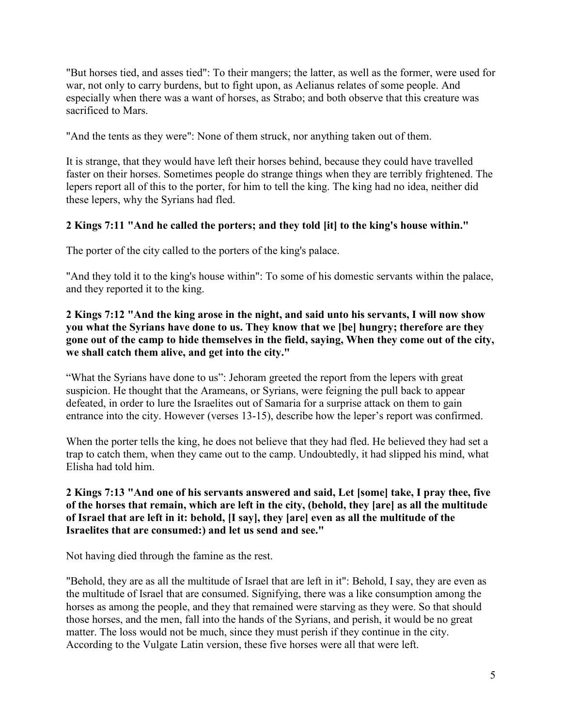"But horses tied, and asses tied": To their mangers; the latter, as well as the former, were used for war, not only to carry burdens, but to fight upon, as Aelianus relates of some people. And especially when there was a want of horses, as Strabo; and both observe that this creature was sacrificed to Mars.

"And the tents as they were": None of them struck, nor anything taken out of them.

It is strange, that they would have left their horses behind, because they could have travelled faster on their horses. Sometimes people do strange things when they are terribly frightened. The lepers report all of this to the porter, for him to tell the king. The king had no idea, neither did these lepers, why the Syrians had fled.

**2 Kings 7:11 "And he called the porters; and they told [it] to the king's house within."**

The porter of the city called to the porters of the king's palace.

"And they told it to the king's house within": To some of his domestic servants within the palace, and they reported it to the king.

**2 Kings 7:12 "And the king arose in the night, and said unto his servants, I will now show you what the Syrians have done to us. They know that we [be] hungry; therefore are they gone out of the camp to hide themselves in the field, saying, When they come out of the city, we shall catch them alive, and get into the city."**

"What the Syrians have done to us": Jehoram greeted the report from the lepers with great suspicion. He thought that the Arameans, or Syrians, were feigning the pull back to appear defeated, in order to lure the Israelites out of Samaria for a surprise attack on them to gain entrance into the city. However (verses 13-15), describe how the leper's report was confirmed.

When the porter tells the king, he does not believe that they had fled. He believed they had set a trap to catch them, when they came out to the camp. Undoubtedly, it had slipped his mind, what Elisha had told him.

**2 Kings 7:13 "And one of his servants answered and said, Let [some] take, I pray thee, five of the horses that remain, which are left in the city, (behold, they [are] as all the multitude of Israel that are left in it: behold, [I say], they [are] even as all the multitude of the Israelites that are consumed:) and let us send and see."**

Not having died through the famine as the rest.

"Behold, they are as all the multitude of Israel that are left in it": Behold, I say, they are even as the multitude of Israel that are consumed. Signifying, there was a like consumption among the horses as among the people, and they that remained were starving as they were. So that should those horses, and the men, fall into the hands of the Syrians, and perish, it would be no great matter. The loss would not be much, since they must perish if they continue in the city. According to the Vulgate Latin version, these five horses were all that were left.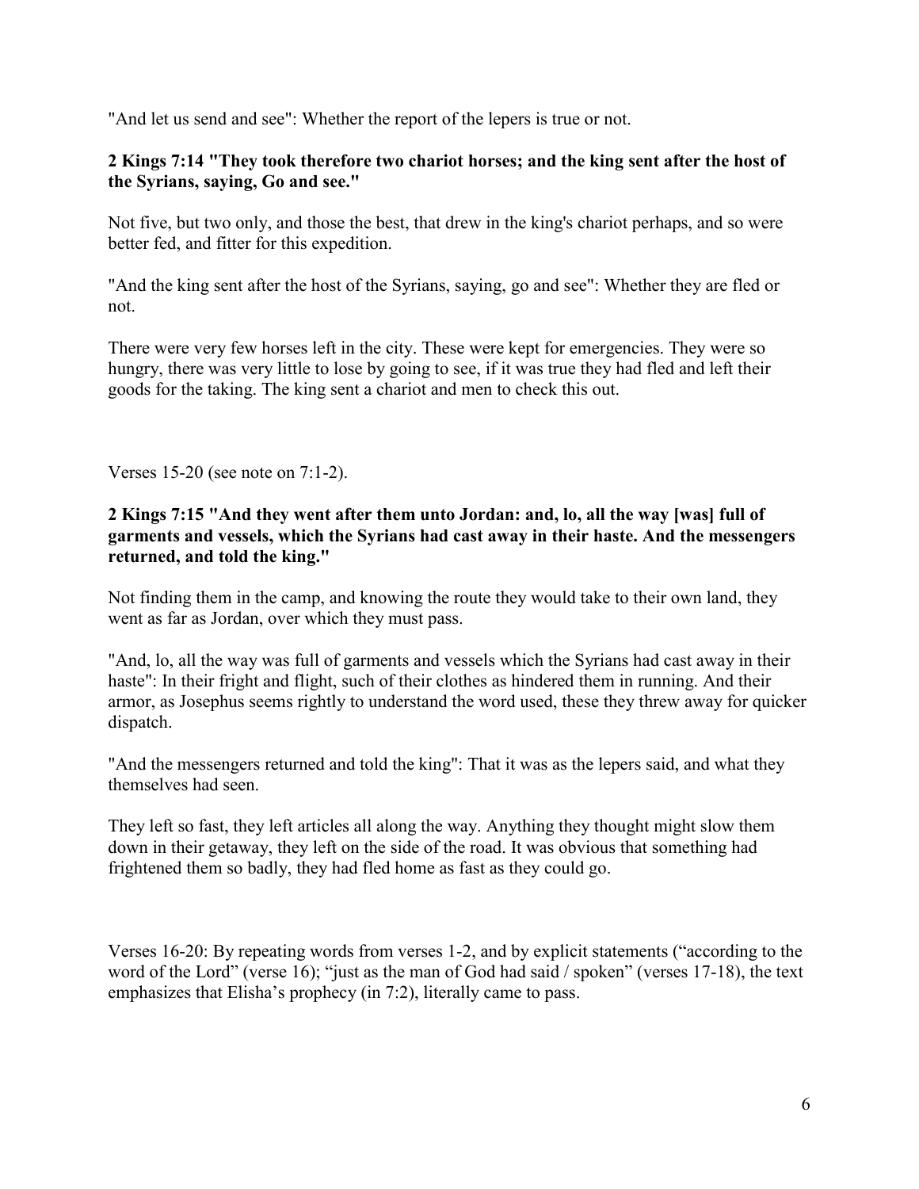"And let us send and see": Whether the report of the lepers is true or not.

**2 Kings 7:14 "They took therefore two chariot horses; and the king sent after the host of the Syrians, saying, Go and see."**

Not five, but two only, and those the best, that drew in the king's chariot perhaps, and so were better fed, and fitter for this expedition.

"And the king sent after the host of the Syrians, saying, go and see": Whether they are fled or not.

There were very few horses left in the city. These were kept for emergencies. They were so hungry, there was very little to lose by going to see, if it was true they had fled and left their goods for the taking. The king sent a chariot and men to check this out.

Verses 15-20 (see note on 7:1-2).

**2 Kings 7:15 "And they went after them unto Jordan: and, lo, all the way [was] full of garments and vessels, which the Syrians had cast away in their haste. And the messengers returned, and told the king."**

Not finding them in the camp, and knowing the route they would take to their own land, they went as far as Jordan, over which they must pass.

"And, lo, all the way was full of garments and vessels which the Syrians had cast away in their haste": In their fright and flight, such of their clothes as hindered them in running. And their armor, as Josephus seems rightly to understand the word used, these they threw away for quicker dispatch.

"And the messengers returned and told the king": That it was as the lepers said, and what they themselves had seen.

They left so fast, they left articles all along the way. Anything they thought might slow them down in their getaway, they left on the side of the road. It was obvious that something had frightened them so badly, they had fled home as fast as they could go.

Verses 16-20: By repeating words from verses 1-2, and by explicit statements ("according to the word of the Lord" (verse 16); "just as the man of God had said / spoken" (verses 17-18), the text emphasizes that Elisha's prophecy (in 7:2), literally came to pass.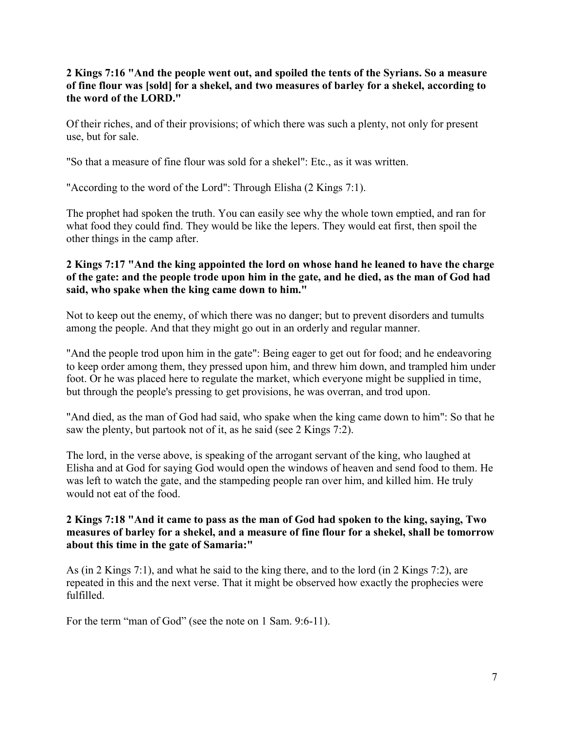**2 Kings 7:16 "And the people went out, and spoiled the tents of the Syrians. So a measure of fine flour was [sold] for a shekel, and two measures of barley for a shekel, according to the word of the LORD."**

Of their riches, and of their provisions; of which there was such a plenty, not only for present use, but for sale.

"So that a measure of fine flour was sold for a shekel": Etc., as it was written.

"According to the word of the Lord": Through Elisha (2 Kings 7:1).

The prophet had spoken the truth. You can easily see why the whole town emptied, and ran for what food they could find. They would be like the lepers. They would eat first, then spoil the other things in the camp after.

**2 Kings 7:17 "And the king appointed the lord on whose hand he leaned to have the charge of the gate: and the people trode upon him in the gate, and he died, as the man of God had said, who spake when the king came down to him."**

Not to keep out the enemy, of which there was no danger; but to prevent disorders and tumults among the people. And that they might go out in an orderly and regular manner.

"And the people trod upon him in the gate": Being eager to get out for food; and he endeavoring to keep order among them, they pressed upon him, and threw him down, and trampled him under foot. Or he was placed here to regulate the market, which everyone might be supplied in time, but through the people's pressing to get provisions, he was overran, and trod upon.

"And died, as the man of God had said, who spake when the king came down to him": So that he saw the plenty, but partook not of it, as he said (see 2 Kings 7:2).

The lord, in the verse above, is speaking of the arrogant servant of the king, who laughed at Elisha and at God for saying God would open the windows of heaven and send food to them. He was left to watch the gate, and the stampeding people ran over him, and killed him. He truly would not eat of the food.

**2 Kings 7:18 "And it came to pass as the man of God had spoken to the king, saying, Two measures of barley for a shekel, and a measure of fine flour for a shekel, shall be tomorrow about this time in the gate of Samaria:"**

As (in 2 Kings 7:1), and what he said to the king there, and to the lord (in 2 Kings 7:2), are repeated in this and the next verse. That it might be observed how exactly the prophecies were fulfilled.

For the term "man of God" (see the note on 1 Sam. 9:6-11).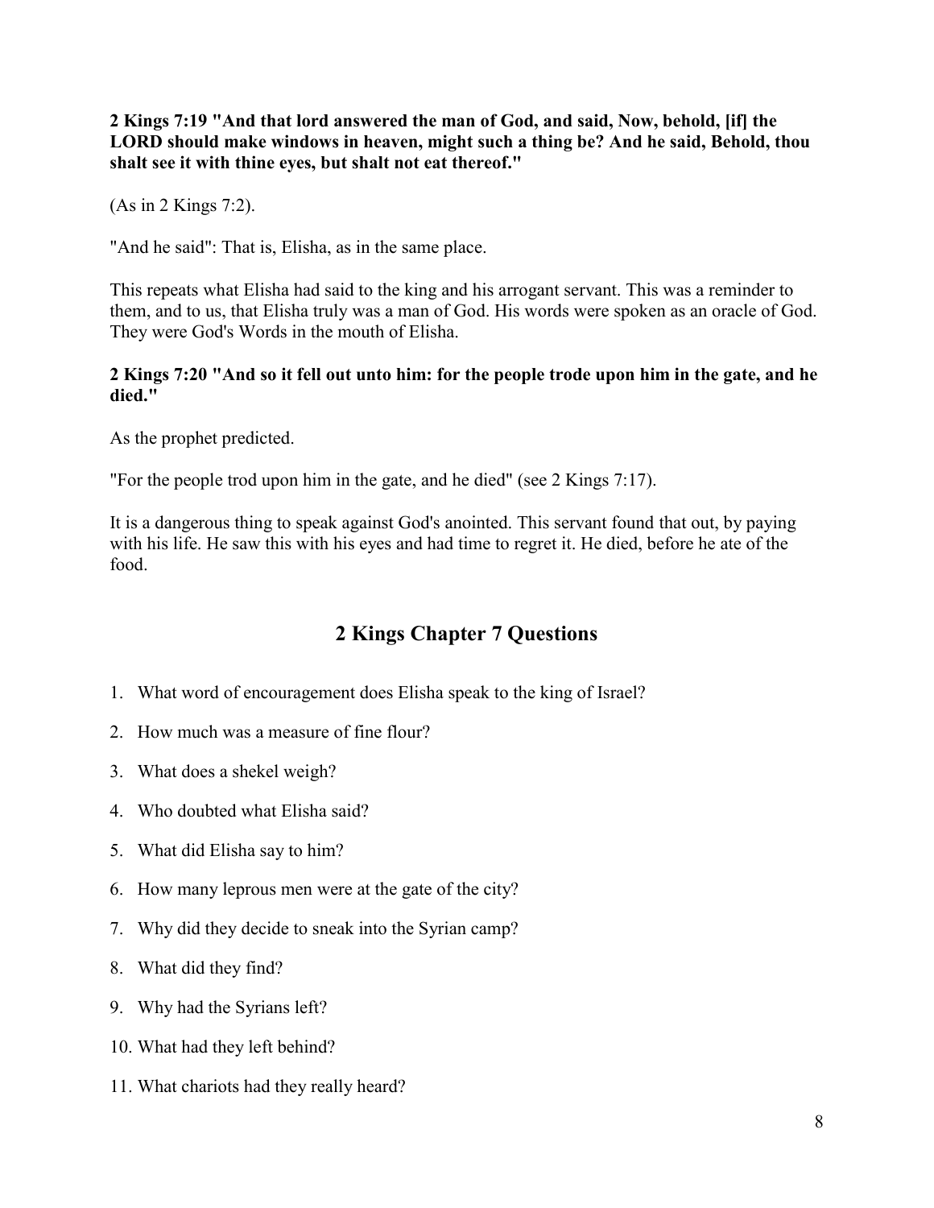**2 Kings 7:19 "And that lord answered the man of God, and said, Now, behold, [if] the LORD should make windows in heaven, might such a thing be? And he said, Behold, thou shalt see it with thine eyes, but shalt not eat thereof."**

(As in 2 Kings 7:2).

"And he said": That is, Elisha, as in the same place.

This repeats what Elisha had said to the king and his arrogant servant. This was a reminder to them, and to us, that Elisha truly was a man of God. His words were spoken as an oracle of God. They were God's Words in the mouth of Elisha.

**2 Kings 7:20 "And so it fell out unto him: for the people trode upon him in the gate, and he died."**

As the prophet predicted.

"For the people trod upon him in the gate, and he died" (see 2 Kings 7:17).

It is a dangerous thing to speak against God's anointed. This servant found that out, by paying with his life. He saw this with his eyes and had time to regret it. He died, before he ate of the food.

## 2 Kings Chapter 7 Questions

1. What word of encouragement does Elisha speak to the king of Israel?
2. How much was a measure of fine flour?
3. What does a shekel weigh?
4. Who doubted what Elisha said?
5. What did Elisha say to him?
6. How many leprous men were at the gate of the city?
7. Why did they decide to sneak into the Syrian camp?
8. What did they find?
9. Why had the Syrians left?
10. What had they left behind?
11. What chariots had they really heard?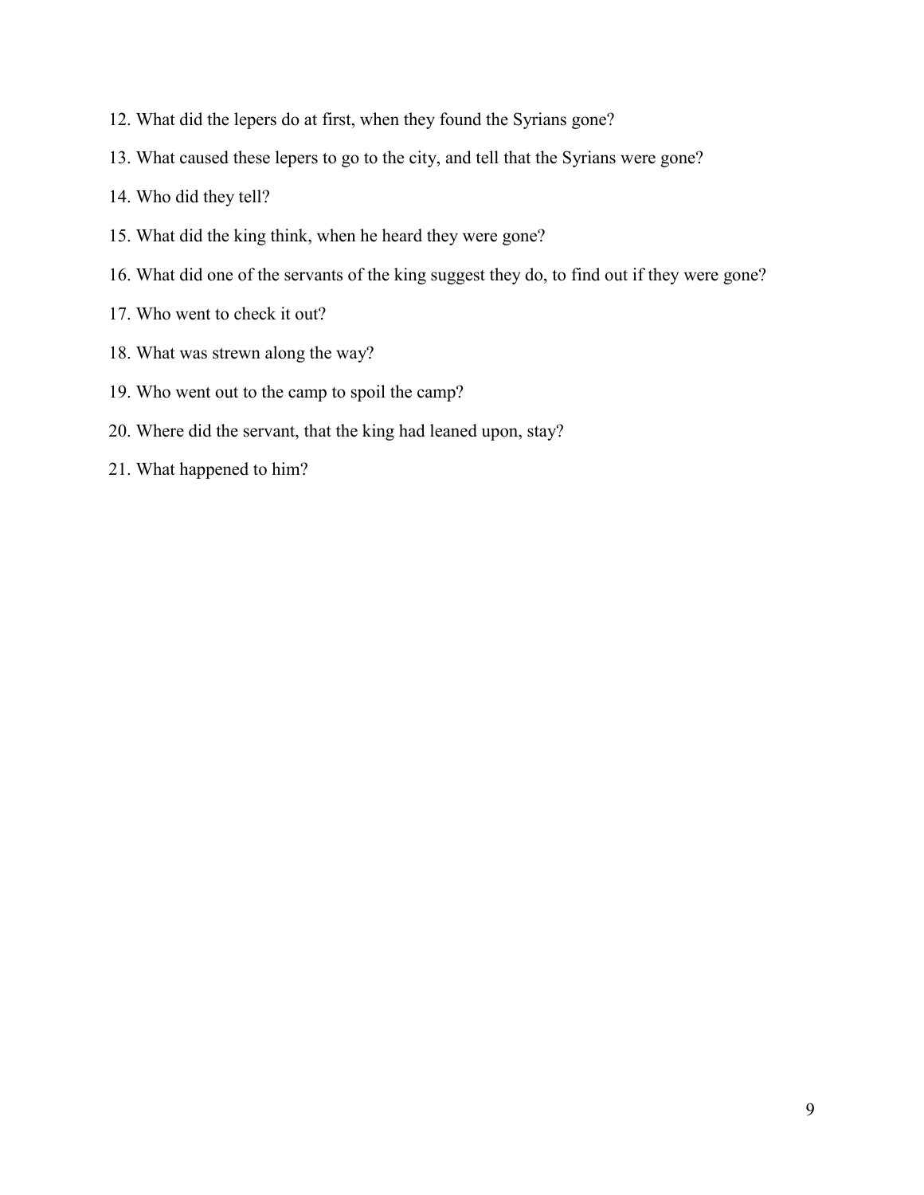12. What did the lepers do at first, when they found the Syrians gone?
13. What caused these lepers to go to the city, and tell that the Syrians were gone?
14. Who did they tell?
15. What did the king think, when he heard they were gone?
16. What did one of the servants of the king suggest they do, to find out if they were gone?
17. Who went to check it out?
18. What was strewn along the way?
19. Who went out to the camp to spoil the camp?
20. Where did the servant, that the king had leaned upon, stay?
21. What happened to him?